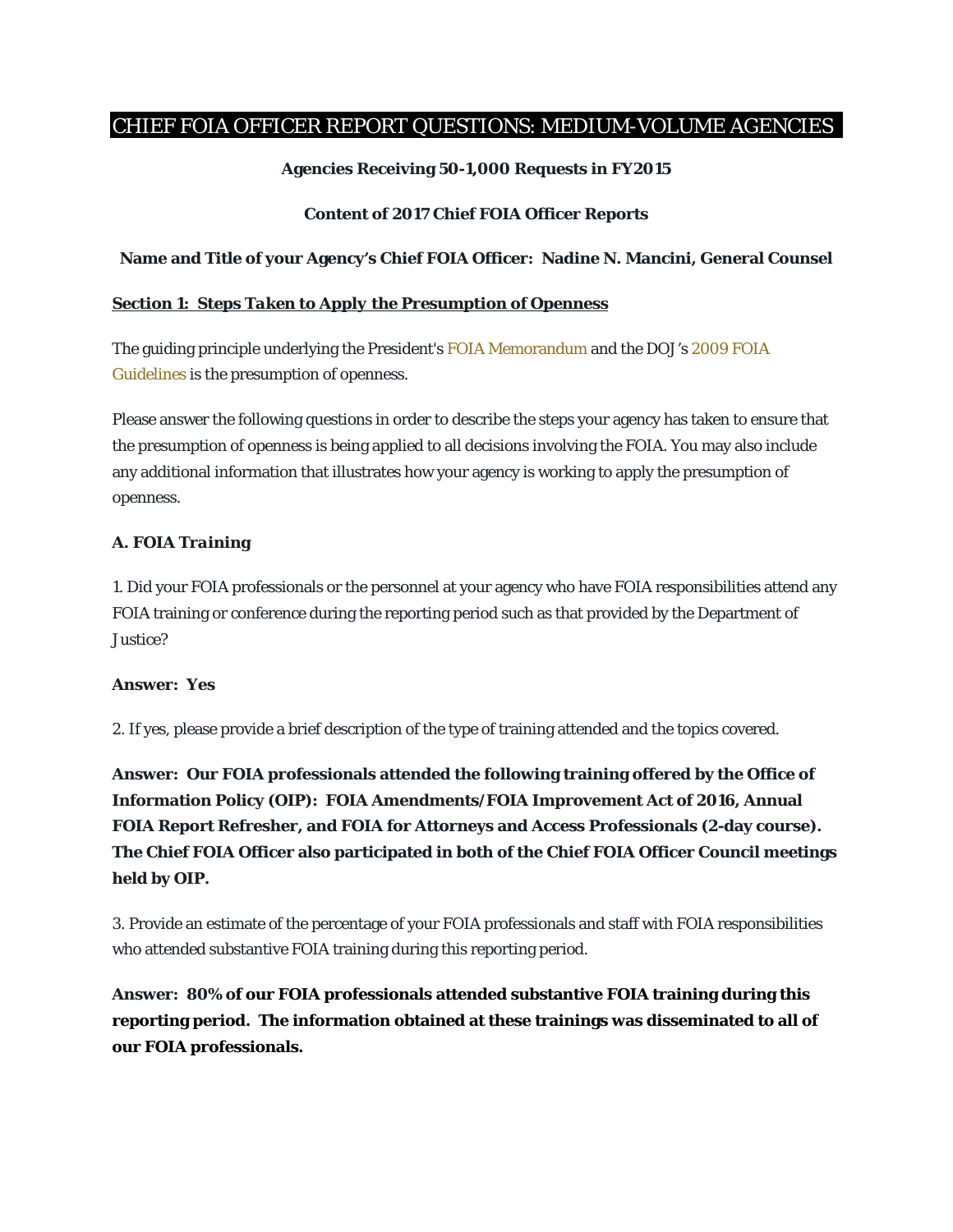# CHIEF FOIA OFFICER REPORT QUESTIONS: MEDIUM-VOLUME AGENCIES

**Agencies Receiving 50-1,000 Requests in FY2015**

**Content of 2017 Chief FOIA Officer Reports**

**Name and Title of your Agency's Chief FOIA Officer: Nadine N. Mancini, General Counsel**

## Section 1: Steps Taken to Apply the Presumption of Openness

The guiding principle underlying the President's FOIA Memorandum and the DOJ's 2009 FOIA Guidelines is the presumption of openness.

Please answer the following questions in order to describe the steps your agency has taken to ensure that the presumption of openness is being applied to all decisions involving the FOIA. You may also include any additional information that illustrates how your agency is working to apply the presumption of openness.

### *A. FOIA Training*

1. Did your FOIA professionals or the personnel at your agency who have FOIA responsibilities attend any FOIA training or conference during the reporting period such as that provided by the Department of Justice?

**Answer: Yes**

2. If yes, please provide a brief description of the type of training attended and the topics covered.

**Answer: Our FOIA professionals attended the following training offered by the Office of Information Policy (OIP): FOIA Amendments/FOIA Improvement Act of 2016, Annual FOIA Report Refresher, and FOIA for Attorneys and Access Professionals (2-day course). The Chief FOIA Officer also participated in both of the Chief FOIA Officer Council meetings held by OIP.**

3. Provide an estimate of the percentage of your FOIA professionals and staff with FOIA responsibilities who attended substantive FOIA training during this reporting period.

**Answer: 80% of our FOIA professionals attended substantive FOIA training during this reporting period. The information obtained at these trainings was disseminated to all of our FOIA professionals.**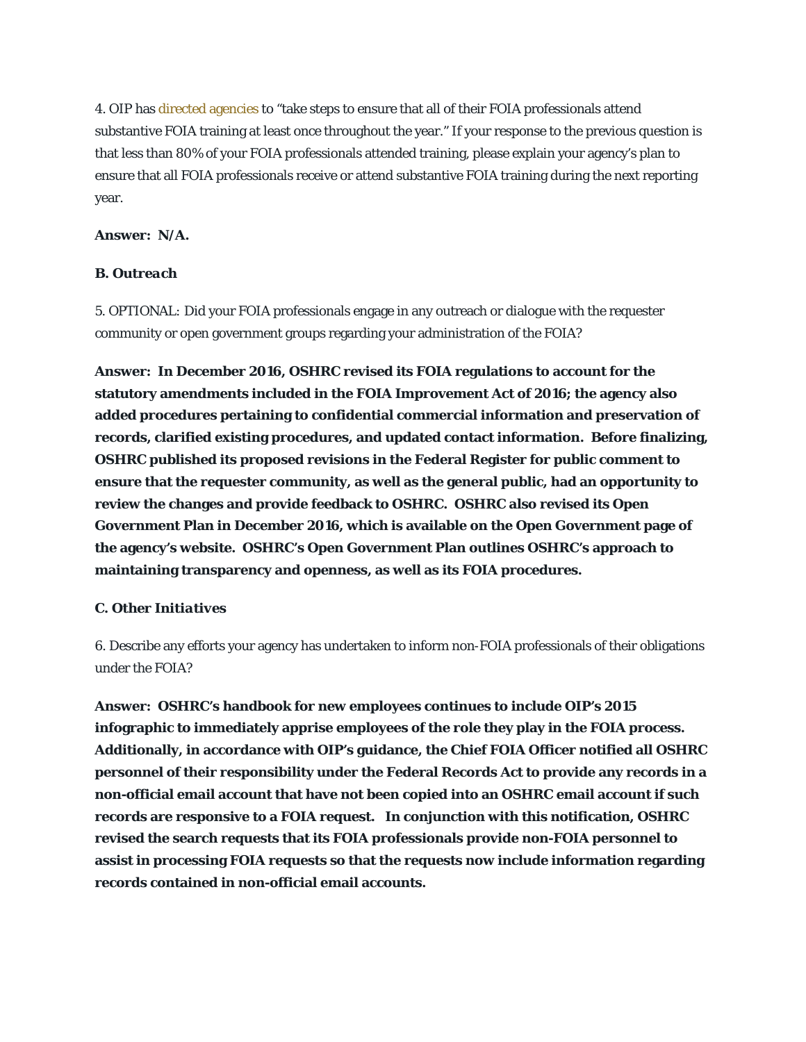4. OIP has directed agencies to "take steps to ensure that all of their FOIA professionals attend substantive FOIA training at least once throughout the year." If your response to the previous question is that less than 80% of your FOIA professionals attended training, please explain your agency's plan to ensure that all FOIA professionals receive or attend substantive FOIA training during the next reporting year.

**Answer: N/A.**

***B. Outreach***

5. OPTIONAL: Did your FOIA professionals engage in any outreach or dialogue with the requester community or open government groups regarding your administration of the FOIA?

**Answer: In December 2016, OSHRC revised its FOIA regulations to account for the statutory amendments included in the FOIA Improvement Act of 2016; the agency also added procedures pertaining to confidential commercial information and preservation of records, clarified existing procedures, and updated contact information. Before finalizing, OSHRC published its proposed revisions in the Federal Register for public comment to ensure that the requester community, as well as the general public, had an opportunity to review the changes and provide feedback to OSHRC. OSHRC also revised its Open Government Plan in December 2016, which is available on the Open Government page of the agency's website. OSHRC's Open Government Plan outlines OSHRC's approach to maintaining transparency and openness, as well as its FOIA procedures.**

***C. Other Initiatives***

6. Describe any efforts your agency has undertaken to inform non-FOIA professionals of their obligations under the FOIA?

**Answer: OSHRC's handbook for new employees continues to include OIP's 2015 infographic to immediately apprise employees of the role they play in the FOIA process. Additionally, in accordance with OIP's guidance, the Chief FOIA Officer notified all OSHRC personnel of their responsibility under the Federal Records Act to provide any records in a non-official email account that have not been copied into an OSHRC email account if such records are responsive to a FOIA request. In conjunction with this notification, OSHRC revised the search requests that its FOIA professionals provide non-FOIA personnel to assist in processing FOIA requests so that the requests now include information regarding records contained in non-official email accounts.**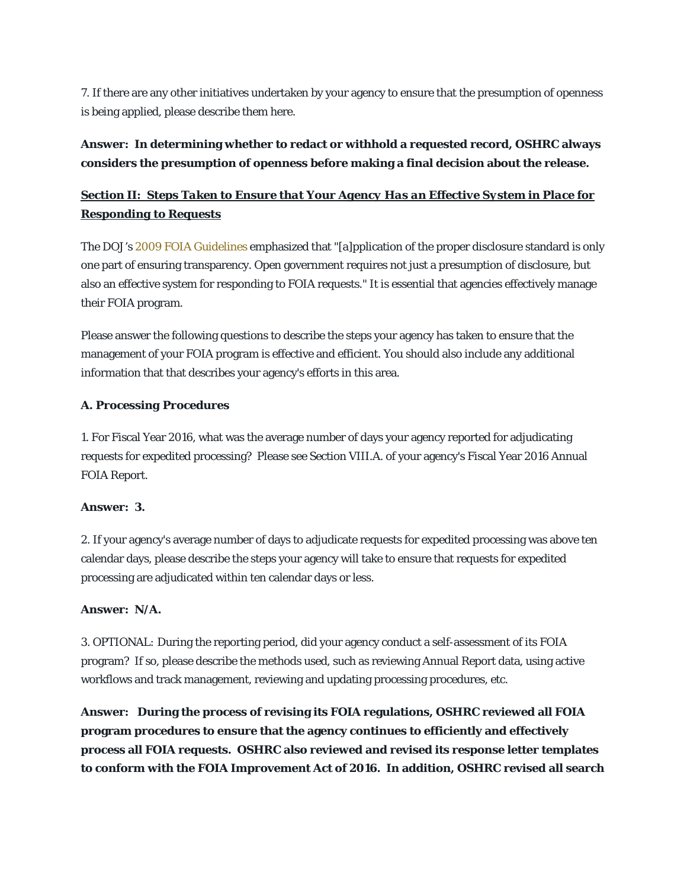7. If there are any other initiatives undertaken by your agency to ensure that the presumption of openness is being applied, please describe them here.

**Answer: In determining whether to redact or withhold a requested record, OSHRC always considers the presumption of openness before making a final decision about the release.**

## Section II: Steps Taken to Ensure that Your Agency Has an Effective System in Place for Responding to Requests

The DOJ's 2009 FOIA Guidelines emphasized that "[a]pplication of the proper disclosure standard is only one part of ensuring transparency. Open government requires not just a presumption of disclosure, but also an effective system for responding to FOIA requests." It is essential that agencies effectively manage their FOIA program.

Please answer the following questions to describe the steps your agency has taken to ensure that the management of your FOIA program is effective and efficient. You should also include any additional information that that describes your agency's efforts in this area.

### A. Processing Procedures

1. For Fiscal Year 2016, what was the average number of days your agency reported for adjudicating requests for expedited processing? Please see Section VIII.A. of your agency's Fiscal Year 2016 Annual FOIA Report.

**Answer: 3.**

2. If your agency's average number of days to adjudicate requests for expedited processing was above ten calendar days, please describe the steps your agency will take to ensure that requests for expedited processing are adjudicated within ten calendar days or less.

**Answer: N/A.**

3. OPTIONAL: During the reporting period, did your agency conduct a self-assessment of its FOIA program? If so, please describe the methods used, such as reviewing Annual Report data, using active workflows and track management, reviewing and updating processing procedures, etc.

**Answer: During the process of revising its FOIA regulations, OSHRC reviewed all FOIA program procedures to ensure that the agency continues to efficiently and effectively process all FOIA requests. OSHRC also reviewed and revised its response letter templates to conform with the FOIA Improvement Act of 2016. In addition, OSHRC revised all search**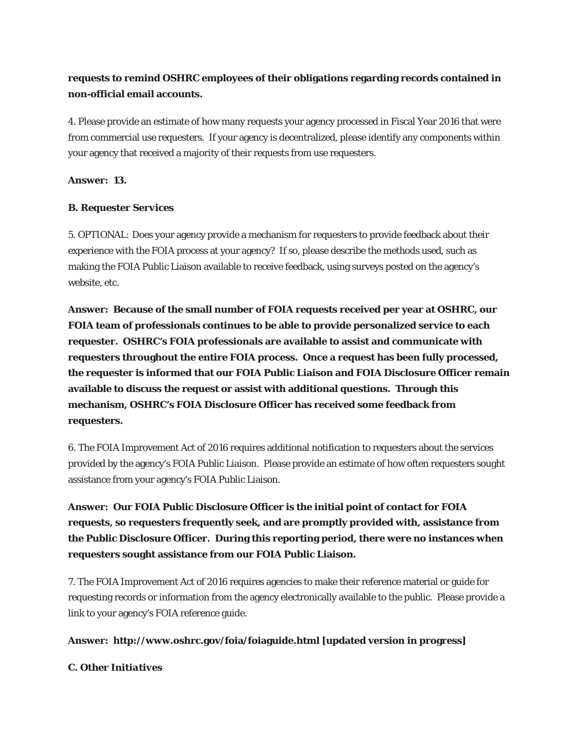**requests to remind OSHRC employees of their obligations regarding records contained in non-official email accounts.**

4. Please provide an estimate of how many requests your agency processed in Fiscal Year 2016 that were from commercial use requesters. If your agency is decentralized, please identify any components within your agency that received a majority of their requests from use requesters.

**Answer: 13.**

**B. Requester Services**

5. OPTIONAL: Does your agency provide a mechanism for requesters to provide feedback about their experience with the FOIA process at your agency? If so, please describe the methods used, such as making the FOIA Public Liaison available to receive feedback, using surveys posted on the agency's website, etc.

**Answer: Because of the small number of FOIA requests received per year at OSHRC, our FOIA team of professionals continues to be able to provide personalized service to each requester. OSHRC's FOIA professionals are available to assist and communicate with requesters throughout the entire FOIA process. Once a request has been fully processed, the requester is informed that our FOIA Public Liaison and FOIA Disclosure Officer remain available to discuss the request or assist with additional questions. Through this mechanism, OSHRC's FOIA Disclosure Officer has received some feedback from requesters.**

6. The FOIA Improvement Act of 2016 requires additional notification to requesters about the services provided by the agency's FOIA Public Liaison. Please provide an estimate of how often requesters sought assistance from your agency's FOIA Public Liaison.

**Answer: Our FOIA Public Disclosure Officer is the initial point of contact for FOIA requests, so requesters frequently seek, and are promptly provided with, assistance from the Public Disclosure Officer. During this reporting period, there were no instances when requesters sought assistance from our FOIA Public Liaison.**

7. The FOIA Improvement Act of 2016 requires agencies to make their reference material or guide for requesting records or information from the agency electronically available to the public. Please provide a link to your agency's FOIA reference guide.

**Answer: http://www.oshrc.gov/foia/foiaguide.html [updated version in progress]**

**C. Other Initiatives**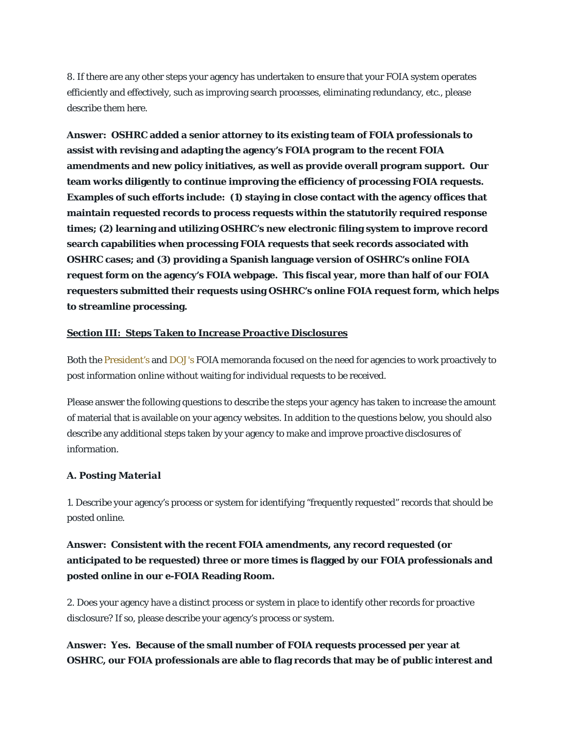8. If there are any other steps your agency has undertaken to ensure that your FOIA system operates efficiently and effectively, such as improving search processes, eliminating redundancy, etc., please describe them here.

**Answer: OSHRC added a senior attorney to its existing team of FOIA professionals to assist with revising and adapting the agency's FOIA program to the recent FOIA amendments and new policy initiatives, as well as provide overall program support. Our team works diligently to continue improving the efficiency of processing FOIA requests. Examples of such efforts include: (1) staying in close contact with the agency offices that maintain requested records to process requests within the statutorily required response times; (2) learning and utilizing OSHRC's new electronic filing system to improve record search capabilities when processing FOIA requests that seek records associated with OSHRC cases; and (3) providing a Spanish language version of OSHRC's online FOIA request form on the agency's FOIA webpage. This fiscal year, more than half of our FOIA requesters submitted their requests using OSHRC's online FOIA request form, which helps to streamline processing.**

## Section III: Steps Taken to Increase Proactive Disclosures

Both the President's and DOJ's FOIA memoranda focused on the need for agencies to work proactively to post information online without waiting for individual requests to be received.

Please answer the following questions to describe the steps your agency has taken to increase the amount of material that is available on your agency websites. In addition to the questions below, you should also describe any additional steps taken by your agency to make and improve proactive disclosures of information.

### A. Posting Material

1. Describe your agency's process or system for identifying "frequently requested" records that should be posted online.

**Answer: Consistent with the recent FOIA amendments, any record requested (or anticipated to be requested) three or more times is flagged by our FOIA professionals and posted online in our e-FOIA Reading Room.**

2. Does your agency have a distinct process or system in place to identify other records for proactive disclosure? If so, please describe your agency's process or system.

**Answer: Yes. Because of the small number of FOIA requests processed per year at OSHRC, our FOIA professionals are able to flag records that may be of public interest and**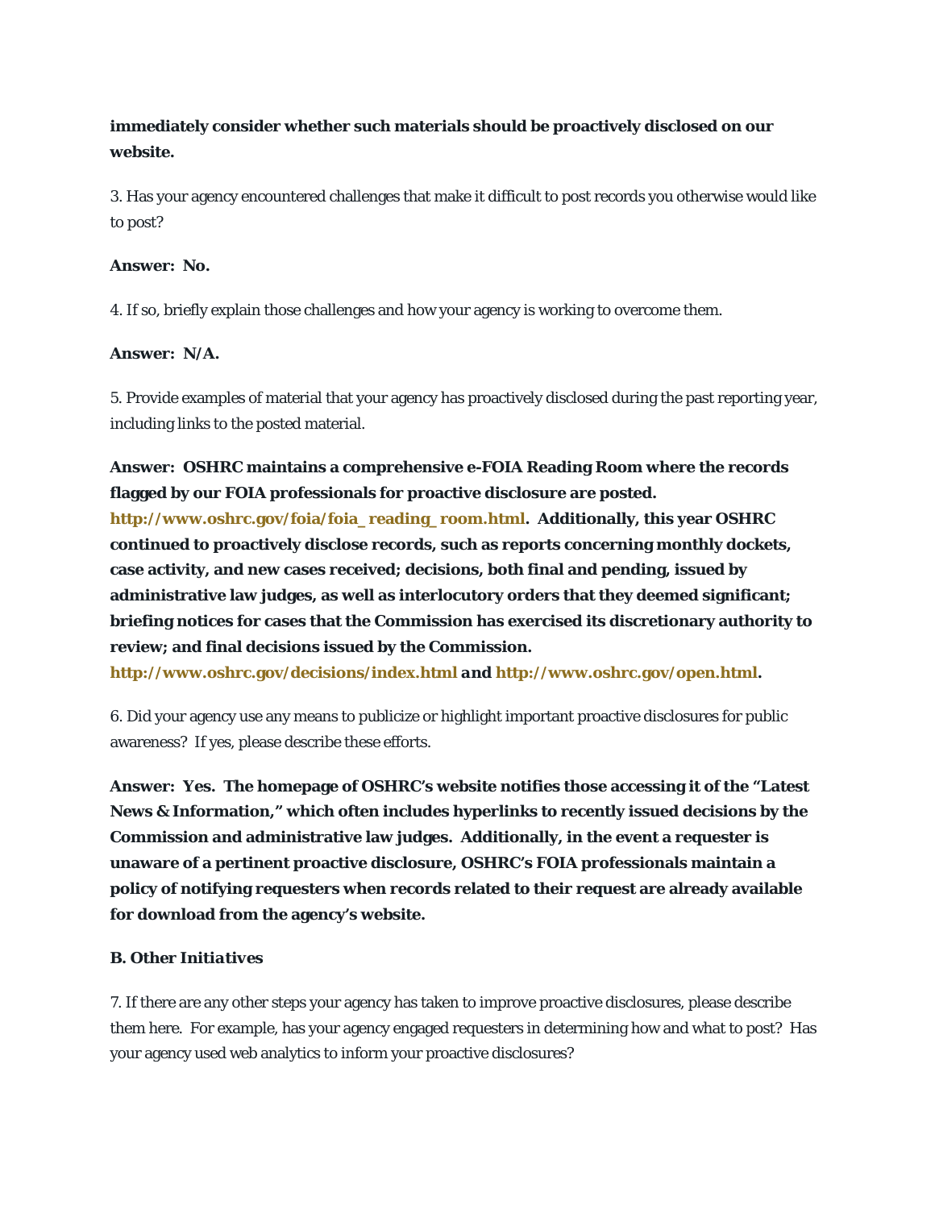**immediately consider whether such materials should be proactively disclosed on our website.**

3. Has your agency encountered challenges that make it difficult to post records you otherwise would like to post?

**Answer: No.**

4. If so, briefly explain those challenges and how your agency is working to overcome them.

**Answer: N/A.**

5. Provide examples of material that your agency has proactively disclosed during the past reporting year, including links to the posted material.

**Answer: OSHRC maintains a comprehensive e-FOIA Reading Room where the records flagged by our FOIA professionals for proactive disclosure are posted. http://www.oshrc.gov/foia/foia_reading_room.html. Additionally, this year OSHRC continued to proactively disclose records, such as reports concerning monthly dockets, case activity, and new cases received; decisions, both final and pending, issued by administrative law judges, as well as interlocutory orders that they deemed significant; briefing notices for cases that the Commission has exercised its discretionary authority to review; and final decisions issued by the Commission. http://www.oshrc.gov/decisions/index.html *and* http://www.oshrc.gov/open.html.**

6. Did your agency use any means to publicize or highlight important proactive disclosures for public awareness? If yes, please describe these efforts.

**Answer: Yes. The homepage of OSHRC's website notifies those accessing it of the "Latest News & Information," which often includes hyperlinks to recently issued decisions by the Commission and administrative law judges. Additionally, in the event a requester is unaware of a pertinent proactive disclosure, OSHRC's FOIA professionals maintain a policy of notifying requesters when records related to their request are already available for download from the agency's website.**

### B. Other Initiatives

7. If there are any other steps your agency has taken to improve proactive disclosures, please describe them here. For example, has your agency engaged requesters in determining how and what to post? Has your agency used web analytics to inform your proactive disclosures?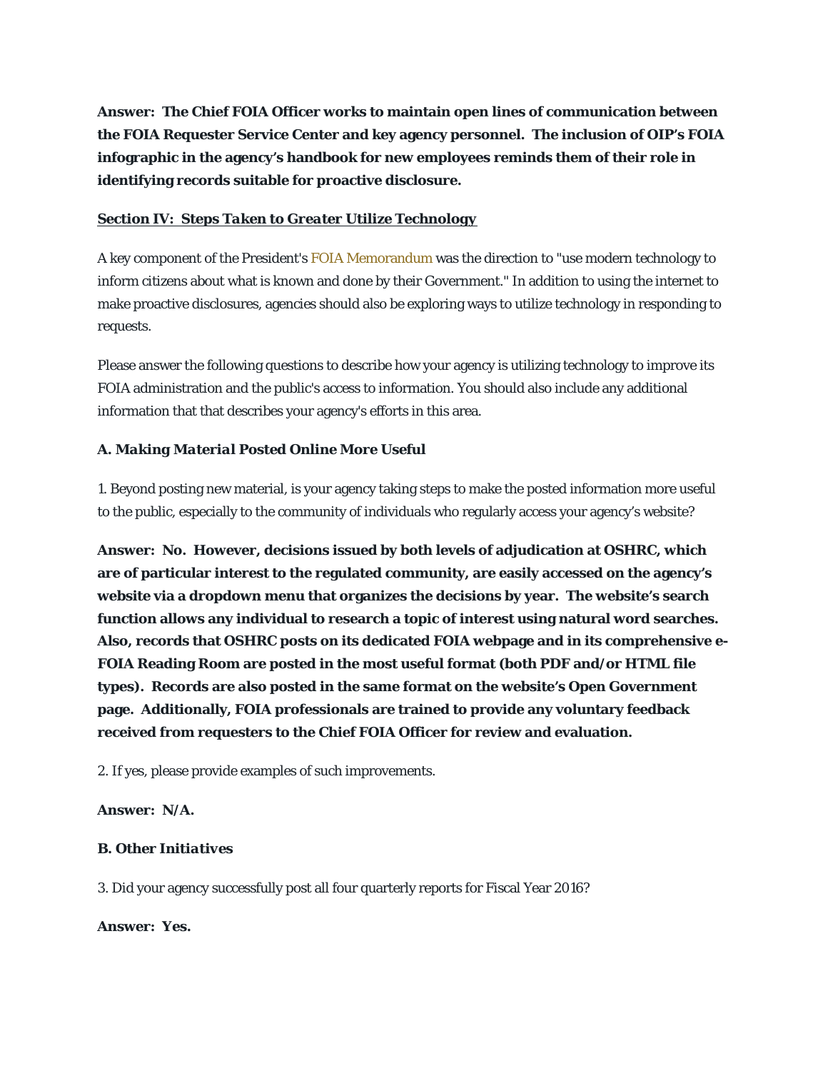**Answer: The Chief FOIA Officer works to maintain open lines of communication between the FOIA Requester Service Center and key agency personnel. The inclusion of OIP's FOIA infographic in the agency's handbook for new employees reminds them of their role in identifying records suitable for proactive disclosure.**

## <u>Section IV: Steps Taken to Greater Utilize Technology</u>

A key component of the President's FOIA Memorandum was the direction to "use modern technology to inform citizens about what is known and done by their Government." In addition to using the internet to make proactive disclosures, agencies should also be exploring ways to utilize technology in responding to requests.

Please answer the following questions to describe how your agency is utilizing technology to improve its FOIA administration and the public's access to information. You should also include any additional information that that describes your agency's efforts in this area.

### A. *Making Material Posted Online More Useful*

1. Beyond posting new material, is your agency taking steps to make the posted information more useful to the public, especially to the community of individuals who regularly access your agency's website?

**Answer: No. However, decisions issued by both levels of adjudication at OSHRC, which are of particular interest to the regulated community, are easily accessed on the agency's website via a dropdown menu that organizes the decisions by year. The website's search function allows any individual to research a topic of interest using natural word searches. Also, records that OSHRC posts on its dedicated FOIA webpage and in its comprehensive e-FOIA Reading Room are posted in the most useful format (both PDF and/or HTML file types). Records are also posted in the same format on the website's Open Government page. Additionally, FOIA professionals are trained to provide any voluntary feedback received from requesters to the Chief FOIA Officer for review and evaluation.**

2. If yes, please provide examples of such improvements.

**Answer: N/A.**

### B. *Other Initiatives*

3. Did your agency successfully post all four quarterly reports for Fiscal Year 2016?

**Answer: Yes.**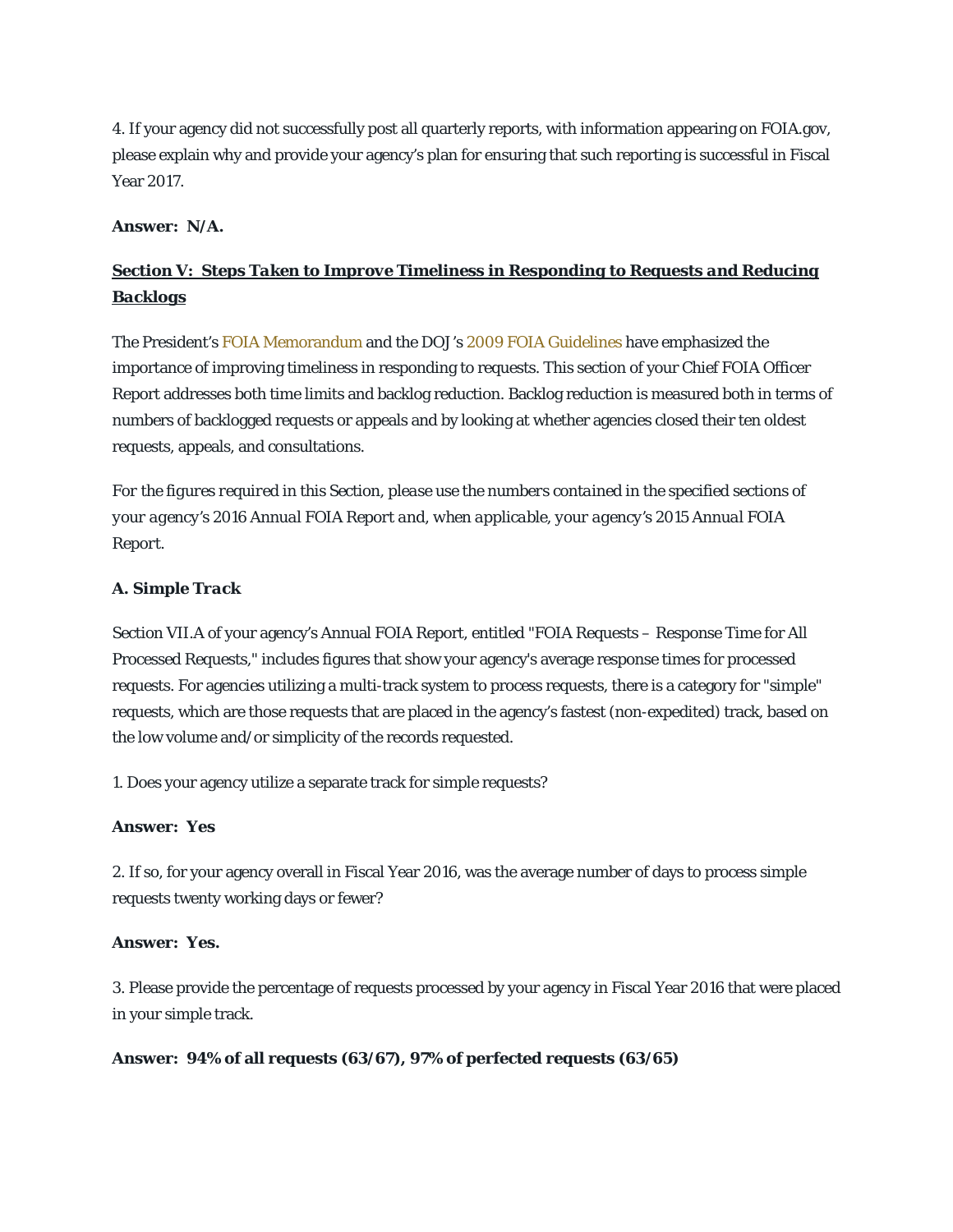4. If your agency did not successfully post all quarterly reports, with information appearing on FOIA.gov, please explain why and provide your agency's plan for ensuring that such reporting is successful in Fiscal Year 2017.

**Answer: N/A.**

## Section V: Steps Taken to Improve Timeliness in Responding to Requests and Reducing Backlogs

The President's FOIA Memorandum and the DOJ's 2009 FOIA Guidelines have emphasized the importance of improving timeliness in responding to requests. This section of your Chief FOIA Officer Report addresses both time limits and backlog reduction. Backlog reduction is measured both in terms of numbers of backlogged requests or appeals and by looking at whether agencies closed their ten oldest requests, appeals, and consultations.

*For the figures required in this Section, please use the numbers contained in the specified sections of your agency's 2016 Annual FOIA Report and, when applicable, your agency's 2015 Annual FOIA Report.*

### A. Simple Track

Section VII.A of your agency's Annual FOIA Report, entitled "FOIA Requests – Response Time for All Processed Requests," includes figures that show your agency's average response times for processed requests. For agencies utilizing a multi-track system to process requests, there is a category for "simple" requests, which are those requests that are placed in the agency's fastest (non-expedited) track, based on the low volume and/or simplicity of the records requested.

1. Does your agency utilize a separate track for simple requests?

**Answer: Yes**

2. If so, for your agency overall in Fiscal Year 2016, was the average number of days to process simple requests twenty working days or fewer?

**Answer: Yes.**

3. Please provide the percentage of requests processed by your agency in Fiscal Year 2016 that were placed in your simple track.

**Answer: 94% of all requests (63/67), 97% of perfected requests (63/65)**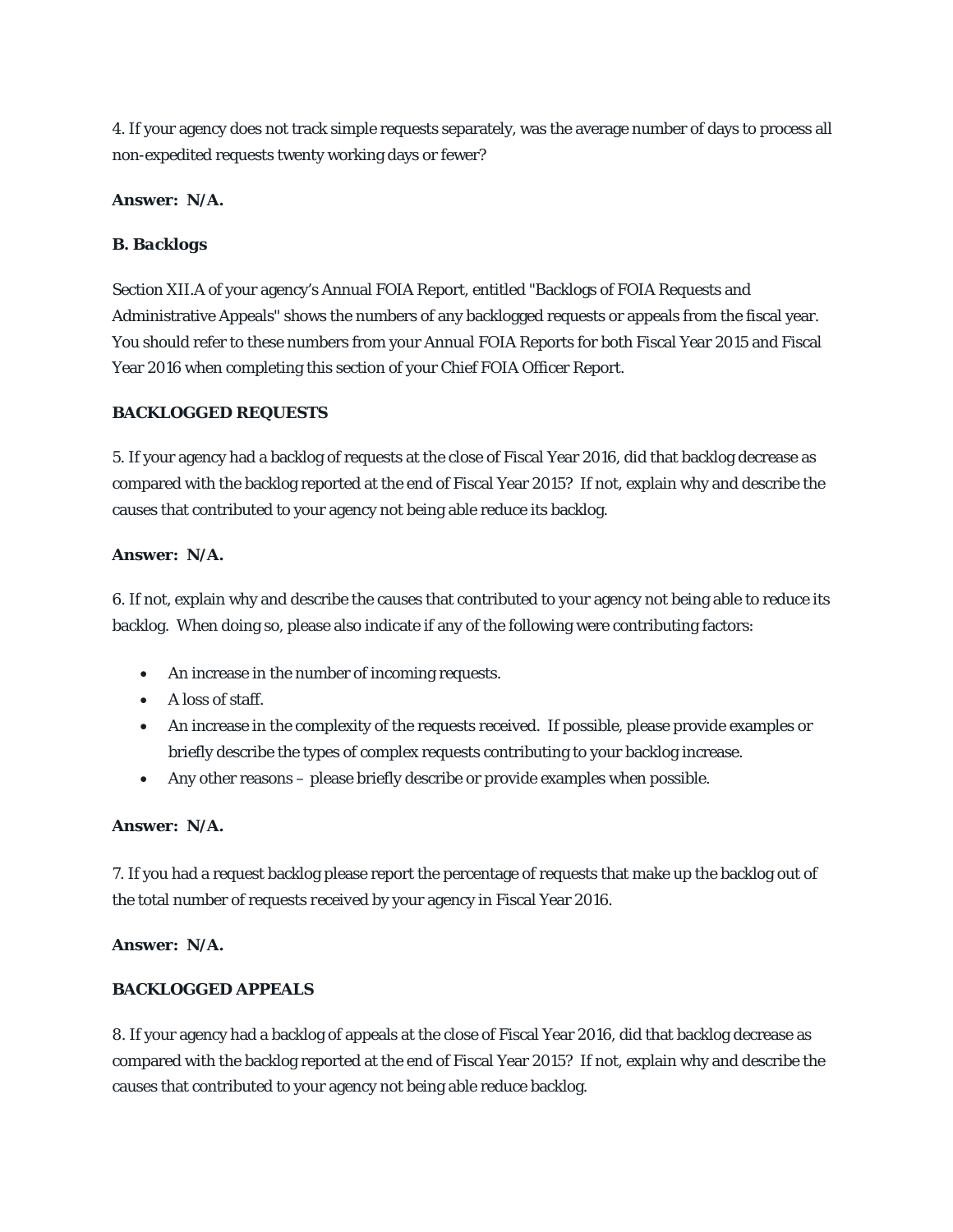4. If your agency does not track simple requests separately, was the average number of days to process all non-expedited requests twenty working days or fewer?

**Answer: N/A.**

**B. Backlogs**

Section XII.A of your agency's Annual FOIA Report, entitled "Backlogs of FOIA Requests and Administrative Appeals" shows the numbers of any backlogged requests or appeals from the fiscal year. You should refer to these numbers from your Annual FOIA Reports for both Fiscal Year 2015 and Fiscal Year 2016 when completing this section of your Chief FOIA Officer Report.

**BACKLOGGED REQUESTS**

5. If your agency had a backlog of requests at the close of Fiscal Year 2016, did that backlog decrease as compared with the backlog reported at the end of Fiscal Year 2015? If not, explain why and describe the causes that contributed to your agency not being able reduce its backlog.

**Answer: N/A.**

6. If not, explain why and describe the causes that contributed to your agency not being able to reduce its backlog. When doing so, please also indicate if any of the following were contributing factors:

- An increase in the number of incoming requests.
- A loss of staff.
- An increase in the complexity of the requests received. If possible, please provide examples or briefly describe the types of complex requests contributing to your backlog increase.
- Any other reasons – please briefly describe or provide examples when possible.

**Answer: N/A.**

7. If you had a request backlog please report the percentage of requests that make up the backlog out of the total number of requests received by your agency in Fiscal Year 2016.

**Answer: N/A.**

**BACKLOGGED APPEALS**

8. If your agency had a backlog of appeals at the close of Fiscal Year 2016, did that backlog decrease as compared with the backlog reported at the end of Fiscal Year 2015? If not, explain why and describe the causes that contributed to your agency not being able reduce backlog.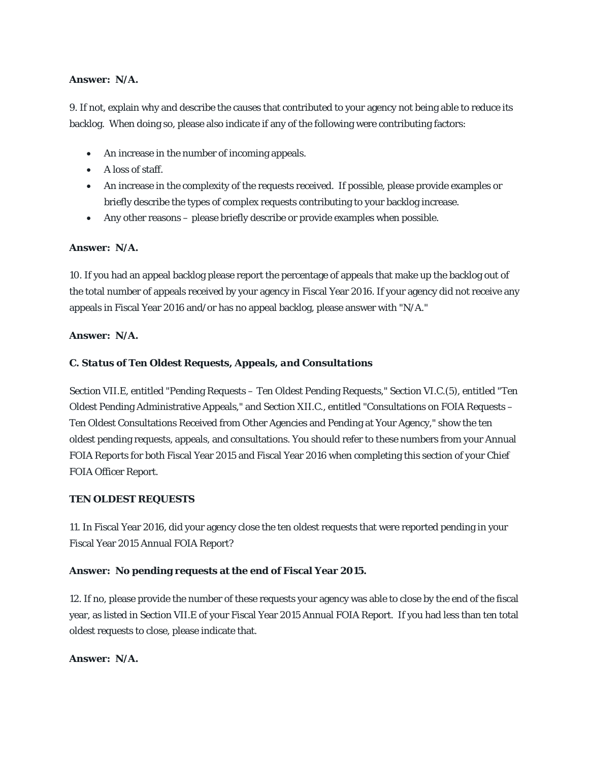**Answer: N/A.**

9. If not, explain why and describe the causes that contributed to your agency not being able to reduce its backlog. When doing so, please also indicate if any of the following were contributing factors:

- An increase in the number of incoming appeals.
- A loss of staff.
- An increase in the complexity of the requests received. If possible, please provide examples or briefly describe the types of complex requests contributing to your backlog increase.
- Any other reasons – please briefly describe or provide examples when possible.

**Answer: N/A.**

10. If you had an appeal backlog please report the percentage of appeals that make up the backlog out of the total number of appeals received by your agency in Fiscal Year 2016. If your agency did not receive any appeals in Fiscal Year 2016 and/or has no appeal backlog, please answer with "N/A."

**Answer: N/A.**

### *C. Status of Ten Oldest Requests, Appeals, and Consultations*

Section VII.E, entitled "Pending Requests – Ten Oldest Pending Requests," Section VI.C.(5), entitled "Ten Oldest Pending Administrative Appeals," and Section XII.C., entitled "Consultations on FOIA Requests – Ten Oldest Consultations Received from Other Agencies and Pending at Your Agency," show the ten oldest pending requests, appeals, and consultations. You should refer to these numbers from your Annual FOIA Reports for both Fiscal Year 2015 and Fiscal Year 2016 when completing this section of your Chief FOIA Officer Report.

**TEN OLDEST REQUESTS**

11. In Fiscal Year 2016, did your agency close the ten oldest requests that were reported pending in your Fiscal Year 2015 Annual FOIA Report?

**Answer: No pending requests at the end of Fiscal Year 2015.**

12. If no, please provide the number of these requests your agency was able to close by the end of the fiscal year, as listed in Section VII.E of your Fiscal Year 2015 Annual FOIA Report. If you had less than ten total oldest requests to close, please indicate that.

**Answer: N/A.**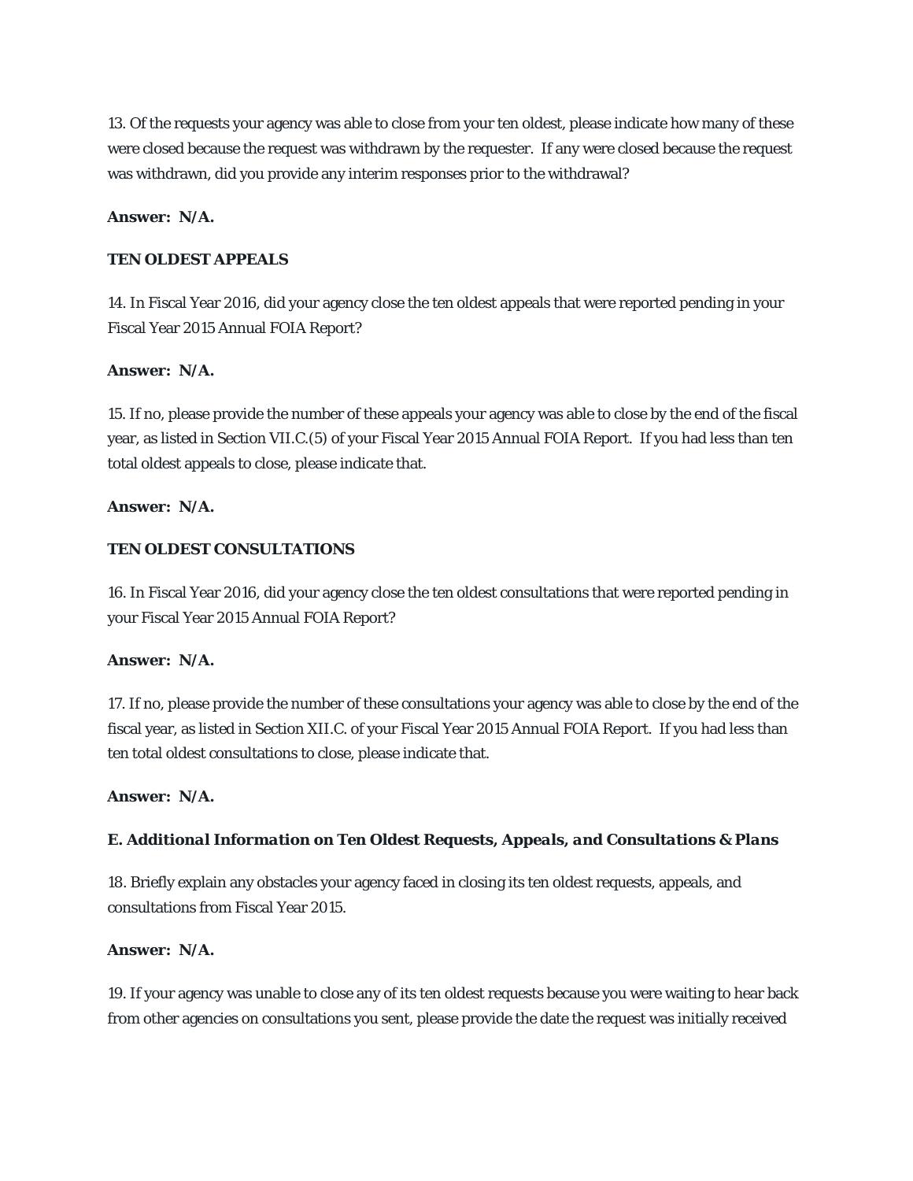13. Of the requests your agency was able to close from your ten oldest, please indicate how many of these were closed because the request was withdrawn by the requester. If any were closed because the request was withdrawn, did you provide any interim responses prior to the withdrawal?

**Answer: N/A.**

**TEN OLDEST APPEALS**

14. In Fiscal Year 2016, did your agency close the ten oldest appeals that were reported pending in your Fiscal Year 2015 Annual FOIA Report?

**Answer: N/A.**

15. If no, please provide the number of these appeals your agency was able to close by the end of the fiscal year, as listed in Section VII.C.(5) of your Fiscal Year 2015 Annual FOIA Report. If you had less than ten total oldest appeals to close, please indicate that.

**Answer: N/A.**

**TEN OLDEST CONSULTATIONS**

16. In Fiscal Year 2016, did your agency close the ten oldest consultations that were reported pending in your Fiscal Year 2015 Annual FOIA Report?

**Answer: N/A.**

17. If no, please provide the number of these consultations your agency was able to close by the end of the fiscal year, as listed in Section XII.C. of your Fiscal Year 2015 Annual FOIA Report. If you had less than ten total oldest consultations to close, please indicate that.

**Answer: N/A.**

***E. Additional Information on Ten Oldest Requests, Appeals, and Consultations & Plans***

18. Briefly explain any obstacles your agency faced in closing its ten oldest requests, appeals, and consultations from Fiscal Year 2015.

**Answer: N/A.**

19. If your agency was unable to close any of its ten oldest requests because you were waiting to hear back from other agencies on consultations you sent, please provide the date the request was initially received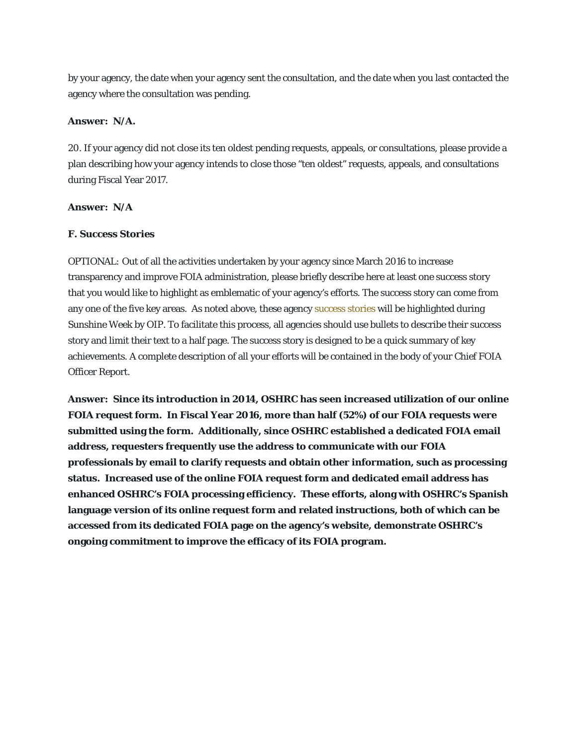by your agency, the date when your agency sent the consultation, and the date when you last contacted the agency where the consultation was pending.

**Answer: N/A.**

20. If your agency did not close its ten oldest pending requests, appeals, or consultations, please provide a plan describing how your agency intends to close those "ten oldest" requests, appeals, and consultations during Fiscal Year 2017.

**Answer: N/A**

**F. Success Stories**

OPTIONAL: Out of all the activities undertaken by your agency since March 2016 to increase transparency and improve FOIA administration, please briefly describe here at least one success story that you would like to highlight as emblematic of your agency's efforts. The success story can come from any one of the five key areas. As noted above, these agency success stories will be highlighted during Sunshine Week by OIP. To facilitate this process, all agencies should use bullets to describe their success story and limit their text to a half page. The success story is designed to be a quick summary of key achievements. A complete description of all your efforts will be contained in the body of your Chief FOIA Officer Report.

**Answer: Since its introduction in 2014, OSHRC has seen increased utilization of our online FOIA request form. In Fiscal Year 2016, more than half (52%) of our FOIA requests were submitted using the form. Additionally, since OSHRC established a dedicated FOIA email address, requesters frequently use the address to communicate with our FOIA professionals by email to clarify requests and obtain other information, such as processing status. Increased use of the online FOIA request form and dedicated email address has enhanced OSHRC's FOIA processing efficiency. These efforts, along with OSHRC's Spanish language version of its online request form and related instructions, both of which can be accessed from its dedicated FOIA page on the agency's website, demonstrate OSHRC's ongoing commitment to improve the efficacy of its FOIA program.**